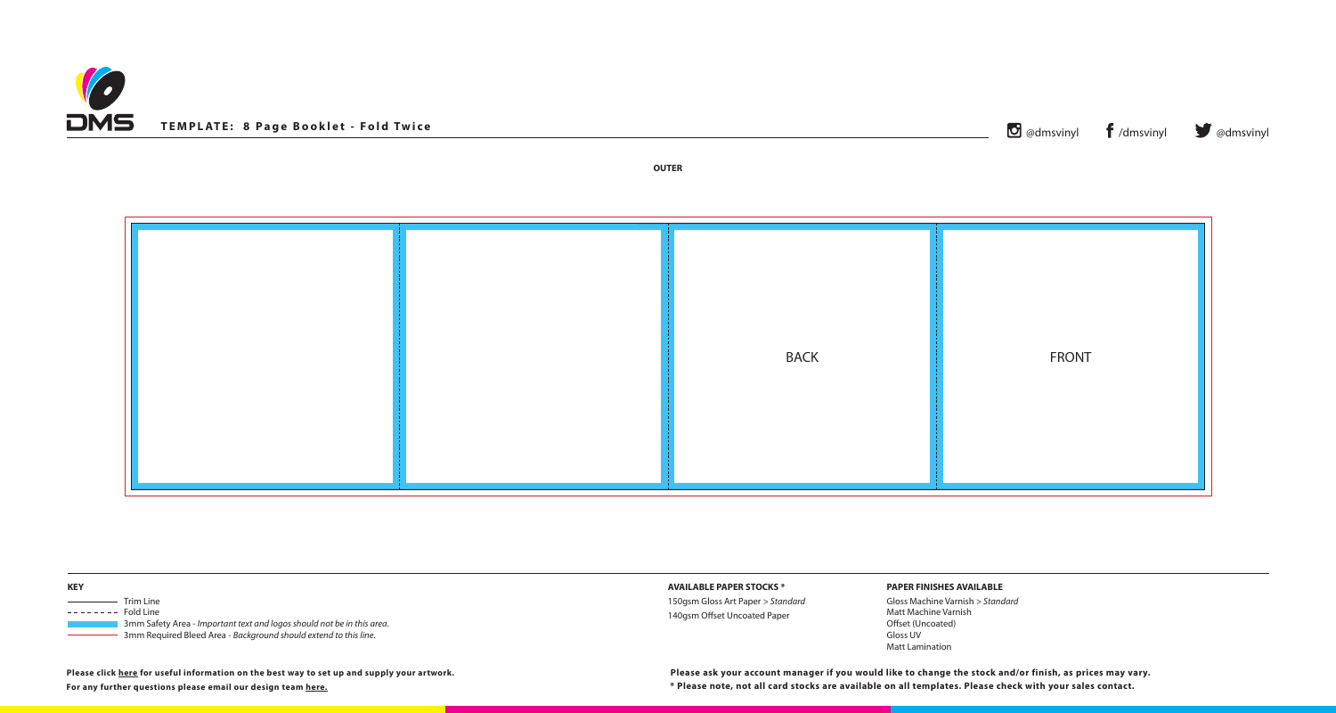# TEMPLATE: 8 Page Booklet - Fold Twice

@dmsvinyl /dmsvinyl @dmsvinyl

**OUTER**

BACK

FRONT

**KEY**

- Trim Line
- Fold Line
- 3mm Safety Area - *Important text and logos should not be in this area.*
- 3mm Required Bleed Area - *Background should extend to this line.*

**AVAILABLE PAPER STOCKS ***

150gsm Gloss Art Paper > *Standard*
140gsm Offset Uncoated Paper

**PAPER FINISHES AVAILABLE**

Gloss Machine Varnish > *Standard*
Matt Machine Varnish
Offset (Uncoated)
Gloss UV
Matt Lamination

**Please click here for useful information on the best way to set up and supply your artwork.**
**For any further questions please email our design team here.**

**Please ask your account manager if you would like to change the stock and/or finish, as prices may vary.**
**\* Please note, not all card stocks are available on all templates. Please check with your sales contact.**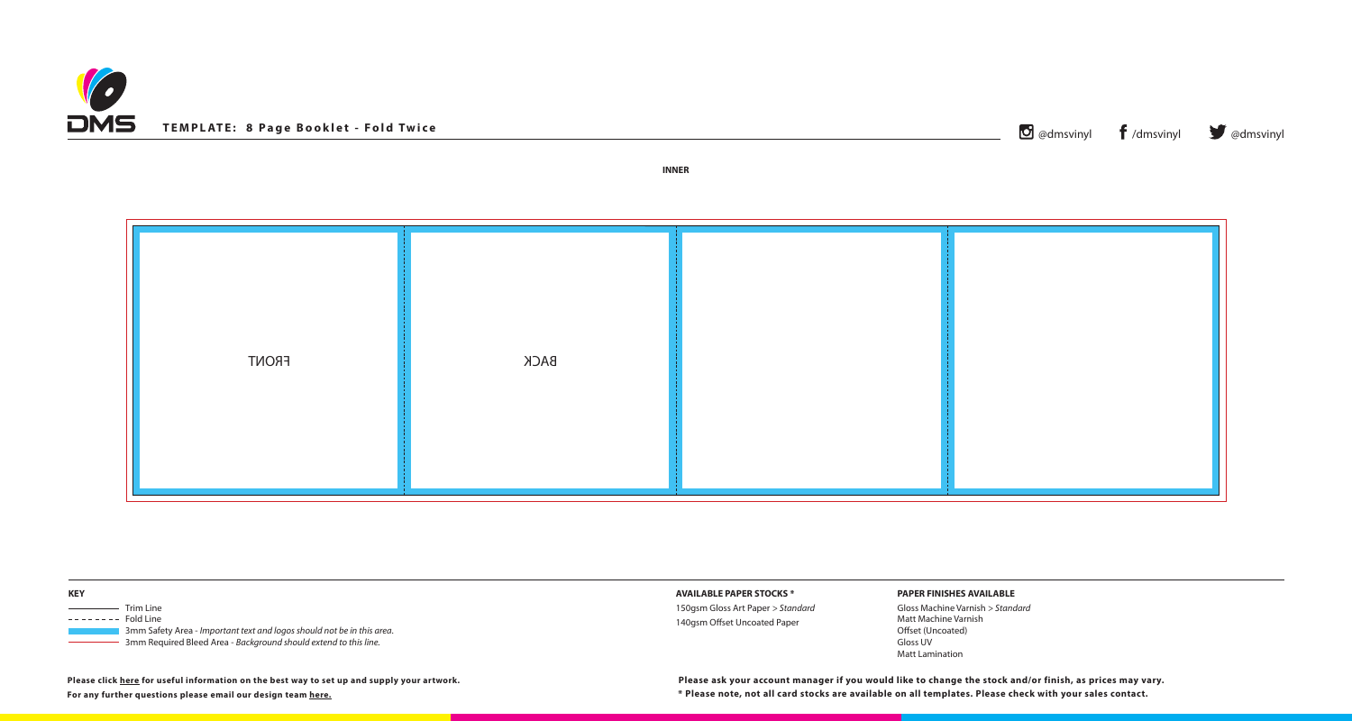**TEMPLATE: 8 Page Booklet - Fold Twice**

@dmsvinyl /dmsvinyl @dmsvinyl

**INNER**

FRONT

BACK

**KEY**

Trim Line

Fold Line

3mm Safety Area - *Important text and logos should not be in this area.*

3mm Required Bleed Area - *Background should extend to this line.*

**AVAILABLE PAPER STOCKS ***

150gsm Gloss Art Paper > *Standard*

140gsm Offset Uncoated Paper

**PAPER FINISHES AVAILABLE**

Gloss Machine Varnish > *Standard*

Matt Machine Varnish

Offset (Uncoated)

Gloss UV

Matt Lamination

**Please click here for useful information on the best way to set up and supply your artwork.**

**For any further questions please email our design team here.**

**Please ask your account manager if you would like to change the stock and/or finish, as prices may vary.**

**\* Please note, not all card stocks are available on all templates. Please check with your sales contact.**